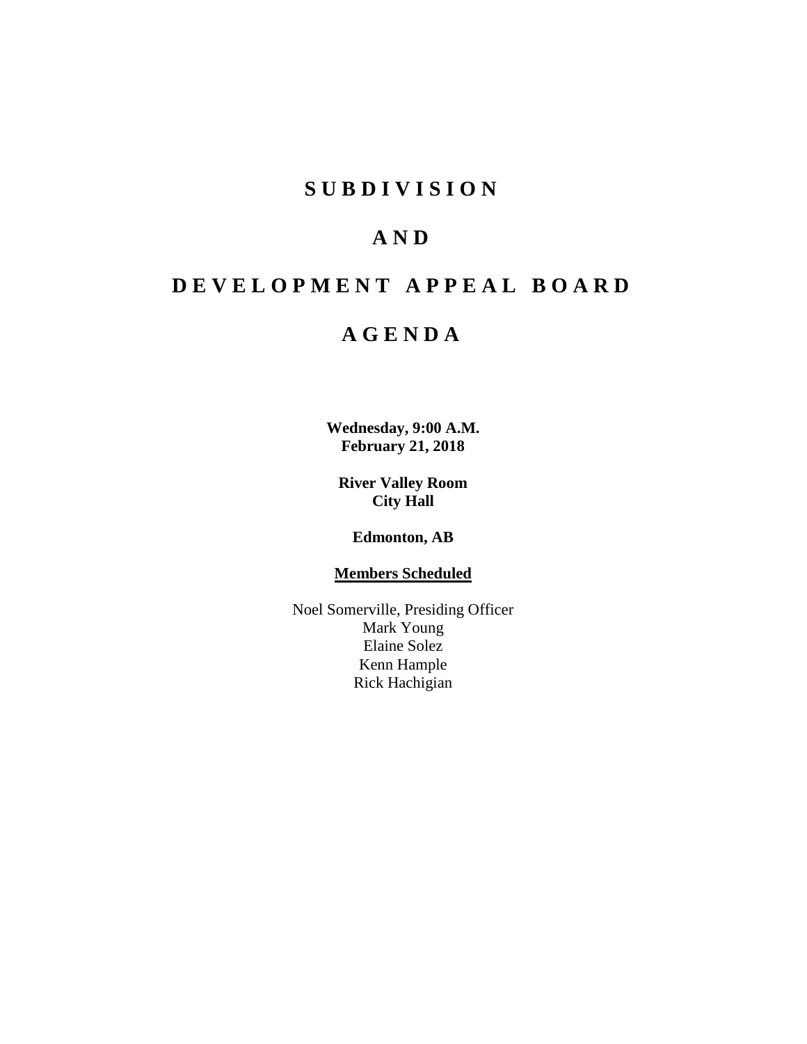# SUBDIVISION

# AND

# DEVELOPMENT APPEAL BOARD

# AGENDA

**Wednesday, 9:00 A.M.**
**February 21, 2018**

**River Valley Room**
**City Hall**

**Edmonton, AB**

**Members Scheduled**

Noel Somerville, Presiding Officer
Mark Young
Elaine Solez
Kenn Hample
Rick Hachigian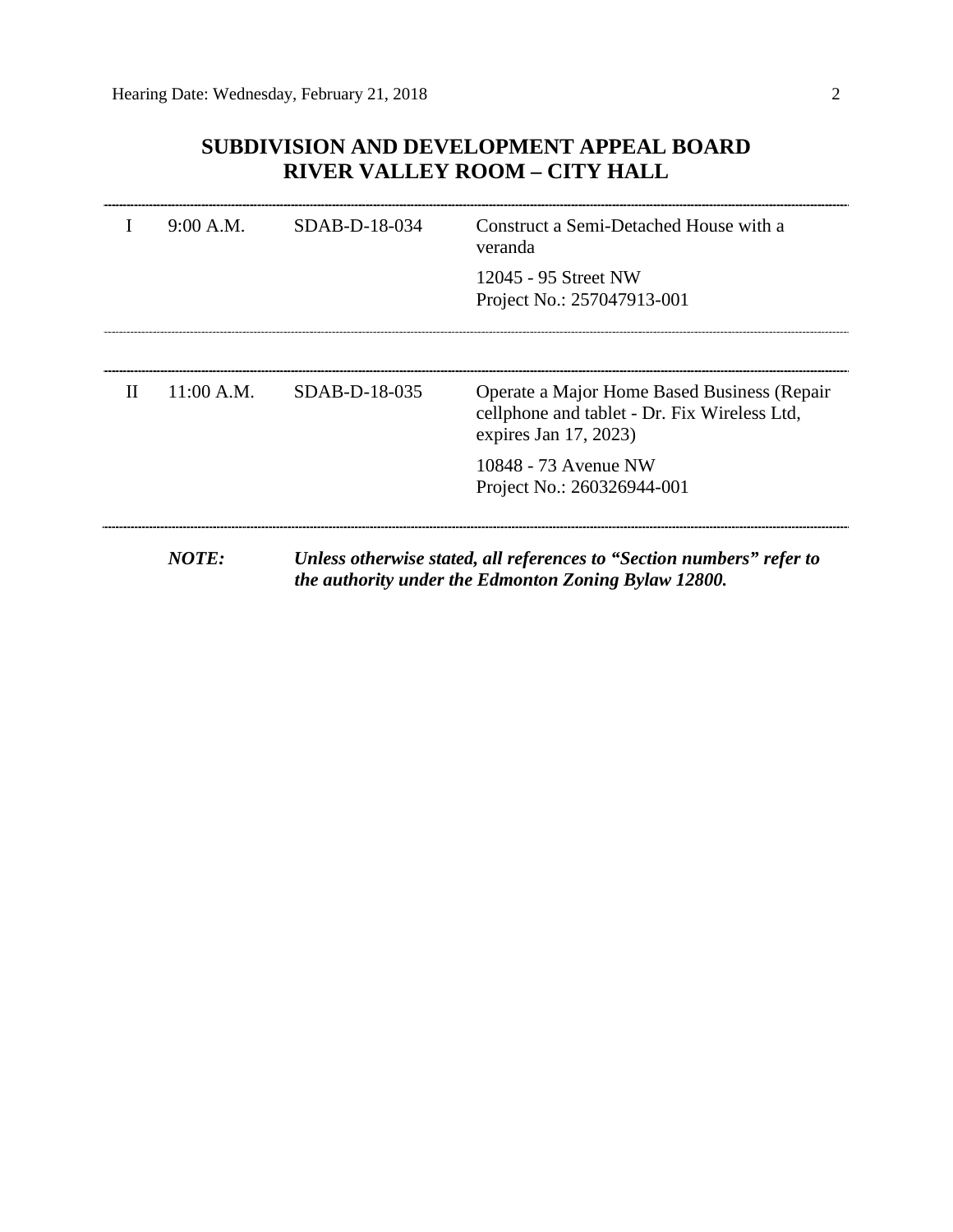## SUBDIVISION AND DEVELOPMENT APPEAL BOARD
## RIVER VALLEY ROOM – CITY HALL

| | | | |
|---|---|---|---|
| I | 9:00 A.M. | SDAB-D-18-034 | Construct a Semi-Detached House with a veranda<br><br>12045 - 95 Street NW<br>Project No.: 257047913-001 |
| II | 11:00 A.M. | SDAB-D-18-035 | Operate a Major Home Based Business (Repair cellphone and tablet - Dr. Fix Wireless Ltd, expires Jan 17, 2023)<br><br>10848 - 73 Avenue NW<br>Project No.: 260326944-001 |

***NOTE:*** ***Unless otherwise stated, all references to "Section numbers" refer to the authority under the Edmonton Zoning Bylaw 12800.***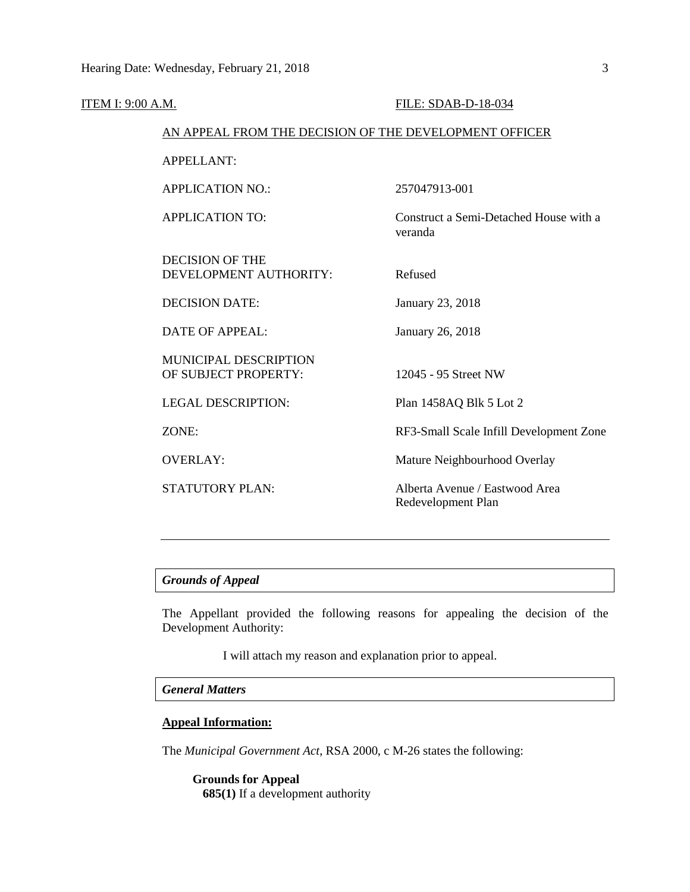ITEM I: 9:00 A.M. FILE: SDAB-D-18-034

AN APPEAL FROM THE DECISION OF THE DEVELOPMENT OFFICER

| | |
|---|---|
| APPELLANT: | |
| APPLICATION NO.: | 257047913-001 |
| APPLICATION TO: | Construct a Semi-Detached House with a veranda |
| DECISION OF THE DEVELOPMENT AUTHORITY: | Refused |
| DECISION DATE: | January 23, 2018 |
| DATE OF APPEAL: | January 26, 2018 |
| MUNICIPAL DESCRIPTION OF SUBJECT PROPERTY: | 12045 - 95 Street NW |
| LEGAL DESCRIPTION: | Plan 1458AQ Blk 5 Lot 2 |
| ZONE: | RF3-Small Scale Infill Development Zone |
| OVERLAY: | Mature Neighbourhood Overlay |
| STATUTORY PLAN: | Alberta Avenue / Eastwood Area Redevelopment Plan |

---

### *Grounds of Appeal*

The Appellant provided the following reasons for appealing the decision of the Development Authority:

> I will attach my reason and explanation prior to appeal.

### *General Matters*

**Appeal Information:**

The *Municipal Government Act*, RSA 2000, c M-26 states the following:

> **Grounds for Appeal**
> **685(1)** If a development authority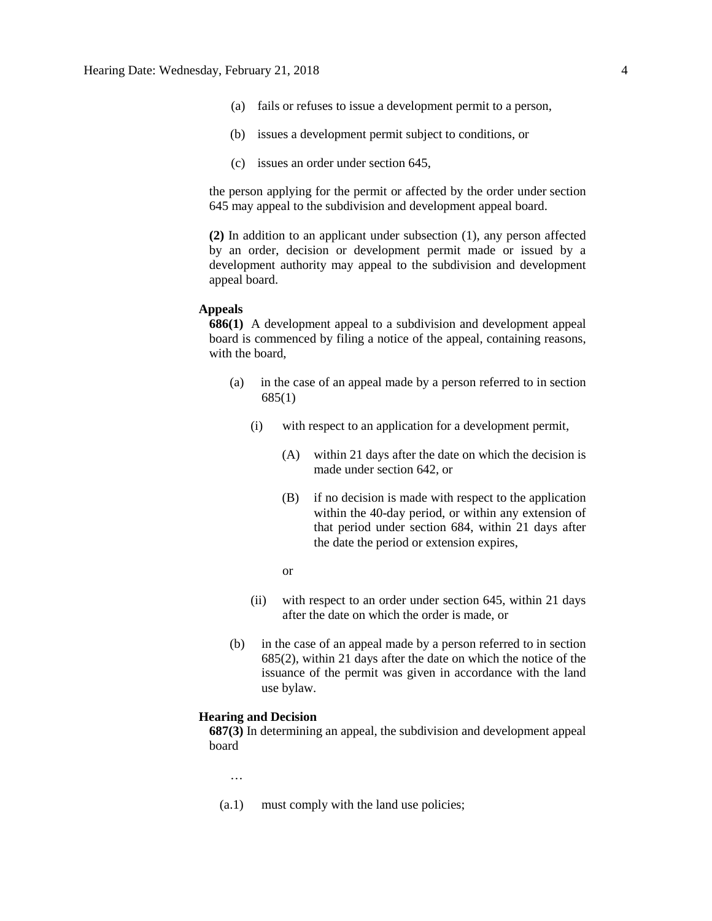(a) fails or refuses to issue a development permit to a person,

(b) issues a development permit subject to conditions, or

(c) issues an order under section 645,

the person applying for the permit or affected by the order under section 645 may appeal to the subdivision and development appeal board.

**(2)** In addition to an applicant under subsection (1), any person affected by an order, decision or development permit made or issued by a development authority may appeal to the subdivision and development appeal board.

**Appeals**

**686(1)** A development appeal to a subdivision and development appeal board is commenced by filing a notice of the appeal, containing reasons, with the board,

(a) in the case of an appeal made by a person referred to in section 685(1)

(i) with respect to an application for a development permit,

(A) within 21 days after the date on which the decision is made under section 642, or

(B) if no decision is made with respect to the application within the 40-day period, or within any extension of that period under section 684, within 21 days after the date the period or extension expires,

or

(ii) with respect to an order under section 645, within 21 days after the date on which the order is made, or

(b) in the case of an appeal made by a person referred to in section 685(2), within 21 days after the date on which the notice of the issuance of the permit was given in accordance with the land use bylaw.

**Hearing and Decision**

**687(3)** In determining an appeal, the subdivision and development appeal board

…

(a.1) must comply with the land use policies;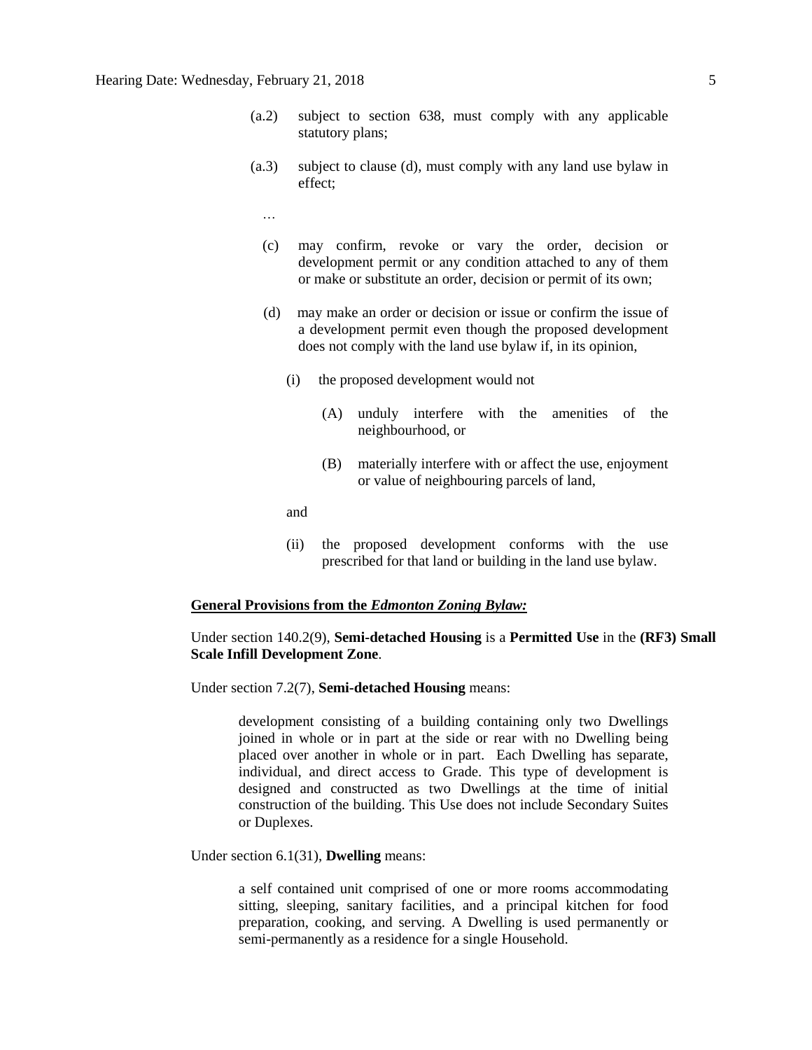(a.2) subject to section 638, must comply with any applicable statutory plans;

(a.3) subject to clause (d), must comply with any land use bylaw in effect;

…

(c) may confirm, revoke or vary the order, decision or development permit or any condition attached to any of them or make or substitute an order, decision or permit of its own;

(d) may make an order or decision or issue or confirm the issue of a development permit even though the proposed development does not comply with the land use bylaw if, in its opinion,

(i) the proposed development would not

(A) unduly interfere with the amenities of the neighbourhood, or

(B) materially interfere with or affect the use, enjoyment or value of neighbouring parcels of land,

and

(ii) the proposed development conforms with the use prescribed for that land or building in the land use bylaw.

**General Provisions from the *Edmonton Zoning Bylaw:***

Under section 140.2(9), **Semi-detached Housing** is a **Permitted Use** in the **(RF3) Small Scale Infill Development Zone**.

Under section 7.2(7), **Semi-detached Housing** means:

> development consisting of a building containing only two Dwellings joined in whole or in part at the side or rear with no Dwelling being placed over another in whole or in part. Each Dwelling has separate, individual, and direct access to Grade. This type of development is designed and constructed as two Dwellings at the time of initial construction of the building. This Use does not include Secondary Suites or Duplexes.

Under section 6.1(31), **Dwelling** means:

> a self contained unit comprised of one or more rooms accommodating sitting, sleeping, sanitary facilities, and a principal kitchen for food preparation, cooking, and serving. A Dwelling is used permanently or semi-permanently as a residence for a single Household.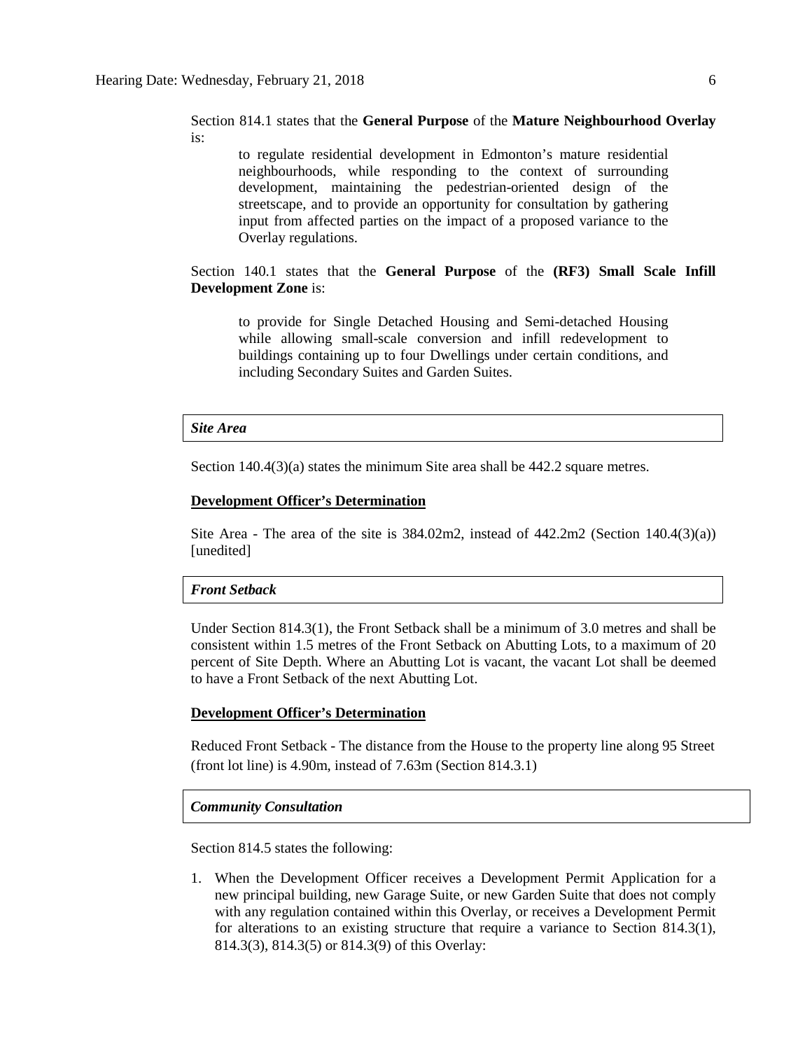Section 814.1 states that the **General Purpose** of the **Mature Neighbourhood Overlay** is:

> to regulate residential development in Edmonton's mature residential neighbourhoods, while responding to the context of surrounding development, maintaining the pedestrian-oriented design of the streetscape, and to provide an opportunity for consultation by gathering input from affected parties on the impact of a proposed variance to the Overlay regulations.

Section 140.1 states that the **General Purpose** of the **(RF3) Small Scale Infill Development Zone** is:

> to provide for Single Detached Housing and Semi-detached Housing while allowing small-scale conversion and infill redevelopment to buildings containing up to four Dwellings under certain conditions, and including Secondary Suites and Garden Suites.

***Site Area***

Section 140.4(3)(a) states the minimum Site area shall be 442.2 square metres.

**Development Officer's Determination**

Site Area - The area of the site is 384.02m2, instead of 442.2m2 (Section 140.4(3)(a)) [unedited]

***Front Setback***

Under Section 814.3(1), the Front Setback shall be a minimum of 3.0 metres and shall be consistent within 1.5 metres of the Front Setback on Abutting Lots, to a maximum of 20 percent of Site Depth. Where an Abutting Lot is vacant, the vacant Lot shall be deemed to have a Front Setback of the next Abutting Lot.

**Development Officer's Determination**

Reduced Front Setback - The distance from the House to the property line along 95 Street (front lot line) is 4.90m, instead of 7.63m (Section 814.3.1)

***Community Consultation***

Section 814.5 states the following:

1. When the Development Officer receives a Development Permit Application for a new principal building, new Garage Suite, or new Garden Suite that does not comply with any regulation contained within this Overlay, or receives a Development Permit for alterations to an existing structure that require a variance to Section 814.3(1), 814.3(3), 814.3(5) or 814.3(9) of this Overlay: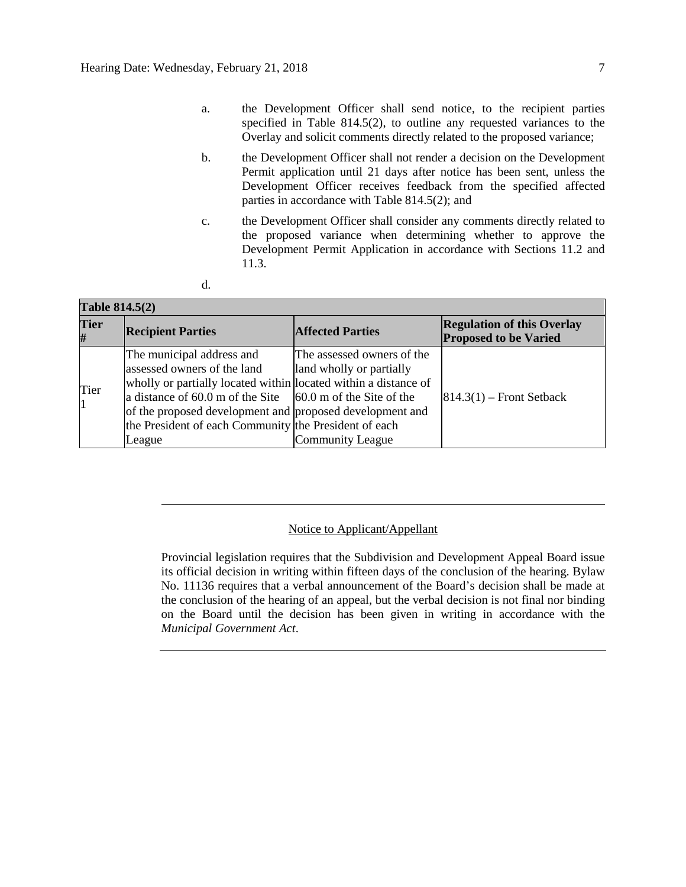a. the Development Officer shall send notice, to the recipient parties specified in Table 814.5(2), to outline any requested variances to the Overlay and solicit comments directly related to the proposed variance;

b. the Development Officer shall not render a decision on the Development Permit application until 21 days after notice has been sent, unless the Development Officer receives feedback from the specified affected parties in accordance with Table 814.5(2); and

c. the Development Officer shall consider any comments directly related to the proposed variance when determining whether to approve the Development Permit Application in accordance with Sections 11.2 and 11.3.

d.

| **Table 814.5(2)** | | | |
|---|---|---|---|
| **Tier #** | **Recipient Parties** | **Affected Parties** | **Regulation of this Overlay Proposed to be Varied** |
| Tier 1 | The municipal address and assessed owners of the land wholly or partially located within a distance of 60.0 m of the Site of the proposed development and the President of each Community League | The assessed owners of the land wholly or partially located within a distance of 60.0 m of the Site of the proposed development and the President of each Community League | 814.3(1) – Front Setback |

---

Notice to Applicant/Appellant

Provincial legislation requires that the Subdivision and Development Appeal Board issue its official decision in writing within fifteen days of the conclusion of the hearing. Bylaw No. 11136 requires that a verbal announcement of the Board's decision shall be made at the conclusion of the hearing of an appeal, but the verbal decision is not final nor binding on the Board until the decision has been given in writing in accordance with the *Municipal Government Act*.

---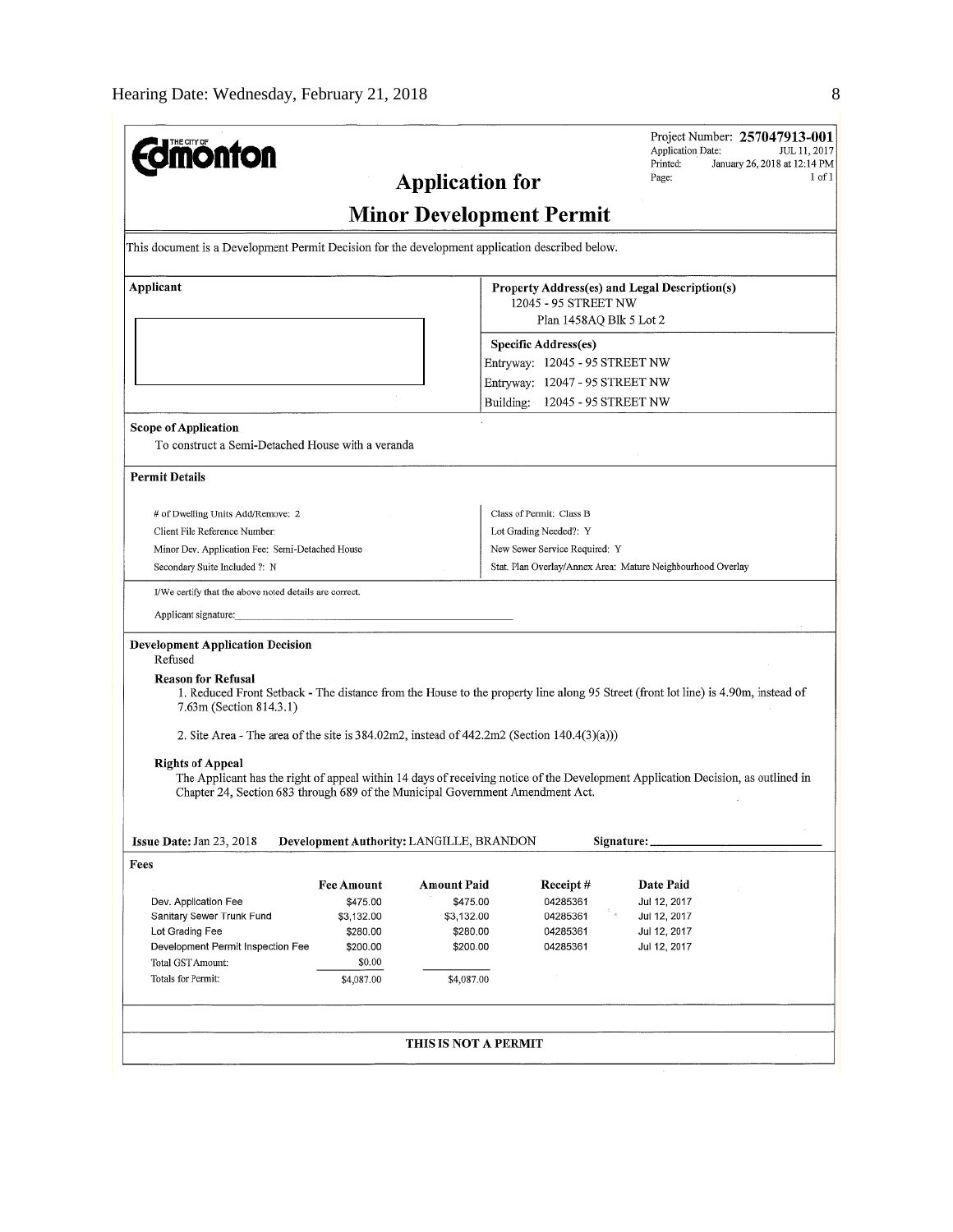Project Number: **257047913-001**
Application Date: JUL 11, 2017
Printed: January 26, 2018 at 12:14 PM
Page: 1 of 1

**THE CITY OF Edmonton**

# Application for Minor Development Permit

This document is a Development Permit Decision for the development application described below.

**Applicant**

**Property Address(es) and Legal Description(s)**
12045 - 95 STREET NW
Plan 1458AQ Blk 5 Lot 2

**Specific Address(es)**
Entryway: 12045 - 95 STREET NW
Entryway: 12047 - 95 STREET NW
Building: 12045 - 95 STREET NW

**Scope of Application**
To construct a Semi-Detached House with a veranda

**Permit Details**

| | |
|---|---|
| # of Dwelling Units Add/Remove: 2 | Class of Permit: Class B |
| Client File Reference Number: | Lot Grading Needed?: Y |
| Minor Dev. Application Fee: Semi-Detached House | New Sewer Service Required: Y |
| Secondary Suite Included ?: N | Stat. Plan Overlay/Annex Area: Mature Neighbourhood Overlay |

I/We certify that the above noted details are correct.

Applicant signature:

**Development Application Decision**
Refused

**Reason for Refusal**
1. Reduced Front Setback - The distance from the House to the property line along 95 Street (front lot line) is 4.90m, instead of 7.63m (Section 814.3.1)

2. Site Area - The area of the site is 384.02m2, instead of 442.2m2 (Section 140.4(3)(a)))

**Rights of Appeal**
The Applicant has the right of appeal within 14 days of receiving notice of the Development Application Decision, as outlined in Chapter 24, Section 683 through 689 of the Municipal Government Amendment Act.

**Issue Date:** Jan 23, 2018 **Development Authority:** LANGILLE, BRANDON **Signature:**

**Fees**

| | Fee Amount | Amount Paid | Receipt # | Date Paid |
|---|---|---|---|---|
| Dev. Application Fee | $475.00 | $475.00 | 04285361 | Jul 12, 2017 |
| Sanitary Sewer Trunk Fund | $3,132.00 | $3,132.00 | 04285361 | Jul 12, 2017 |
| Lot Grading Fee | $280.00 | $280.00 | 04285361 | Jul 12, 2017 |
| Development Permit Inspection Fee | $200.00 | $200.00 | 04285361 | Jul 12, 2017 |
| Total GST Amount: | $0.00 | | | |
| Totals for Permit: | $4,087.00 | $4,087.00 | | |

**THIS IS NOT A PERMIT**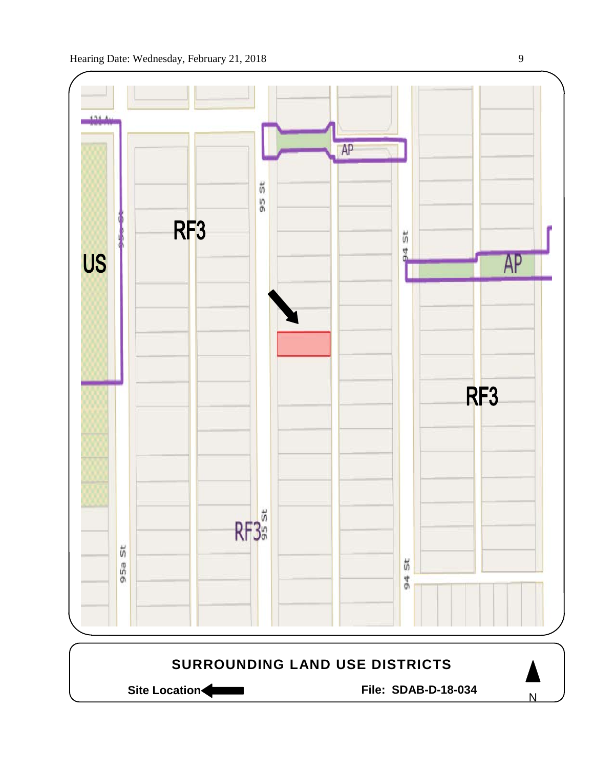RF3

US

AP

AP

RF3

RF3

121 Av

95 St

94 St

95a St

## SURROUNDING LAND USE DISTRICTS

**Site Location** ⬅ **File: SDAB-D-18-034**

N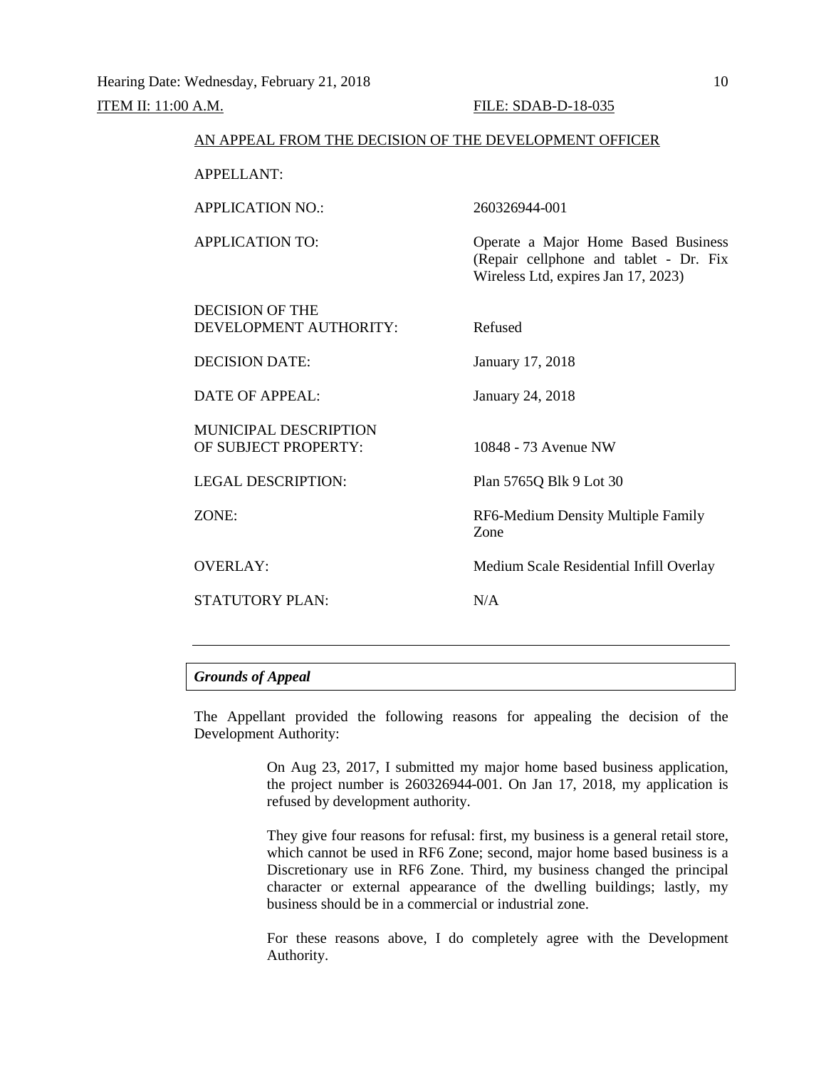ITEM II: 11:00 A.M. FILE: SDAB-D-18-035

AN APPEAL FROM THE DECISION OF THE DEVELOPMENT OFFICER

| | |
|---|---|
| APPELLANT: | |
| APPLICATION NO.: | 260326944-001 |
| APPLICATION TO: | Operate a Major Home Based Business (Repair cellphone and tablet - Dr. Fix Wireless Ltd, expires Jan 17, 2023) |
| DECISION OF THE DEVELOPMENT AUTHORITY: | Refused |
| DECISION DATE: | January 17, 2018 |
| DATE OF APPEAL: | January 24, 2018 |
| MUNICIPAL DESCRIPTION OF SUBJECT PROPERTY: | 10848 - 73 Avenue NW |
| LEGAL DESCRIPTION: | Plan 5765Q Blk 9 Lot 30 |
| ZONE: | RF6-Medium Density Multiple Family Zone |
| OVERLAY: | Medium Scale Residential Infill Overlay |
| STATUTORY PLAN: | N/A |

---

***Grounds of Appeal***

The Appellant provided the following reasons for appealing the decision of the Development Authority:

> On Aug 23, 2017, I submitted my major home based business application, the project number is 260326944-001. On Jan 17, 2018, my application is refused by development authority.
>
> They give four reasons for refusal: first, my business is a general retail store, which cannot be used in RF6 Zone; second, major home based business is a Discretionary use in RF6 Zone. Third, my business changed the principal character or external appearance of the dwelling buildings; lastly, my business should be in a commercial or industrial zone.
>
> For these reasons above, I do completely agree with the Development Authority.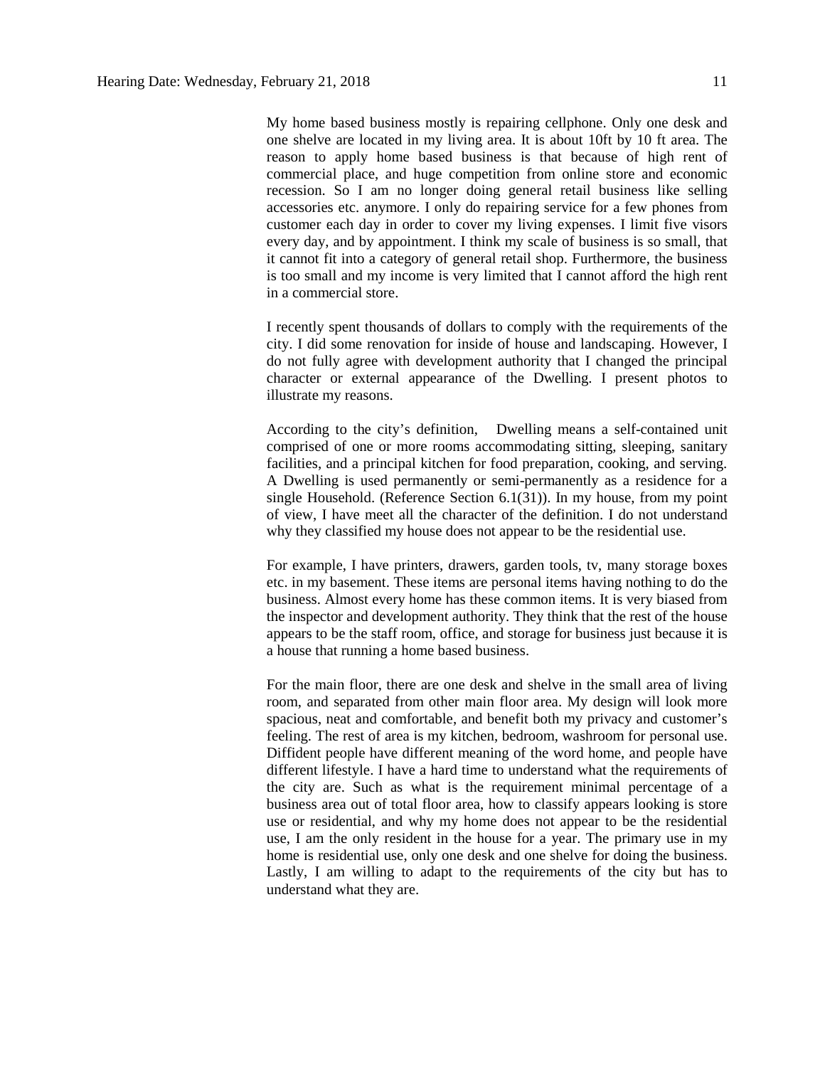My home based business mostly is repairing cellphone. Only one desk and one shelve are located in my living area. It is about 10ft by 10 ft area. The reason to apply home based business is that because of high rent of commercial place, and huge competition from online store and economic recession. So I am no longer doing general retail business like selling accessories etc. anymore. I only do repairing service for a few phones from customer each day in order to cover my living expenses. I limit five visors every day, and by appointment. I think my scale of business is so small, that it cannot fit into a category of general retail shop. Furthermore, the business is too small and my income is very limited that I cannot afford the high rent in a commercial store.

I recently spent thousands of dollars to comply with the requirements of the city. I did some renovation for inside of house and landscaping. However, I do not fully agree with development authority that I changed the principal character or external appearance of the Dwelling. I present photos to illustrate my reasons.

According to the city's definition, Dwelling means a self-contained unit comprised of one or more rooms accommodating sitting, sleeping, sanitary facilities, and a principal kitchen for food preparation, cooking, and serving. A Dwelling is used permanently or semi-permanently as a residence for a single Household. (Reference Section 6.1(31)). In my house, from my point of view, I have meet all the character of the definition. I do not understand why they classified my house does not appear to be the residential use.

For example, I have printers, drawers, garden tools, tv, many storage boxes etc. in my basement. These items are personal items having nothing to do the business. Almost every home has these common items. It is very biased from the inspector and development authority. They think that the rest of the house appears to be the staff room, office, and storage for business just because it is a house that running a home based business.

For the main floor, there are one desk and shelve in the small area of living room, and separated from other main floor area. My design will look more spacious, neat and comfortable, and benefit both my privacy and customer's feeling. The rest of area is my kitchen, bedroom, washroom for personal use. Diffident people have different meaning of the word home, and people have different lifestyle. I have a hard time to understand what the requirements of the city are. Such as what is the requirement minimal percentage of a business area out of total floor area, how to classify appears looking is store use or residential, and why my home does not appear to be the residential use, I am the only resident in the house for a year. The primary use in my home is residential use, only one desk and one shelve for doing the business. Lastly, I am willing to adapt to the requirements of the city but has to understand what they are.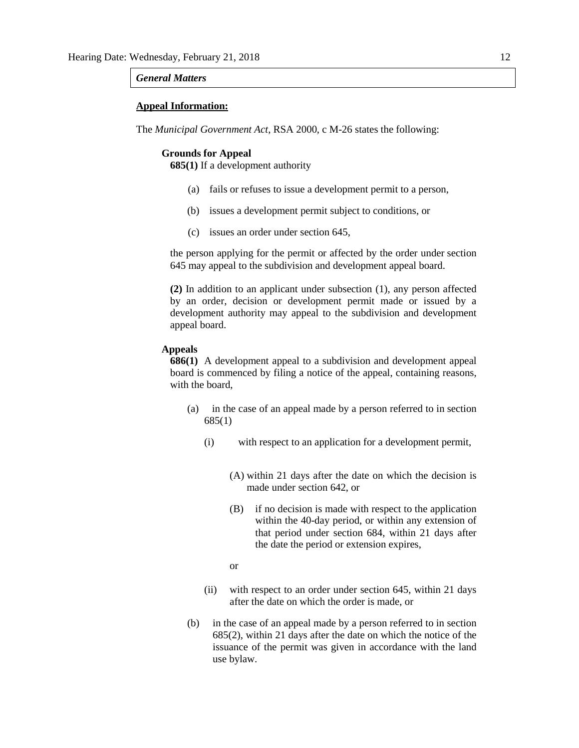*General Matters*

**Appeal Information:**

The *Municipal Government Act*, RSA 2000, c M-26 states the following:

**Grounds for Appeal**

**685(1)** If a development authority

(a) fails or refuses to issue a development permit to a person,

(b) issues a development permit subject to conditions, or

(c) issues an order under section 645,

the person applying for the permit or affected by the order under section 645 may appeal to the subdivision and development appeal board.

**(2)** In addition to an applicant under subsection (1), any person affected by an order, decision or development permit made or issued by a development authority may appeal to the subdivision and development appeal board.

**Appeals**

**686(1)** A development appeal to a subdivision and development appeal board is commenced by filing a notice of the appeal, containing reasons, with the board,

(a) in the case of an appeal made by a person referred to in section 685(1)

(i) with respect to an application for a development permit,

(A) within 21 days after the date on which the decision is made under section 642, or

(B) if no decision is made with respect to the application within the 40-day period, or within any extension of that period under section 684, within 21 days after the date the period or extension expires,

or

(ii) with respect to an order under section 645, within 21 days after the date on which the order is made, or

(b) in the case of an appeal made by a person referred to in section 685(2), within 21 days after the date on which the notice of the issuance of the permit was given in accordance with the land use bylaw.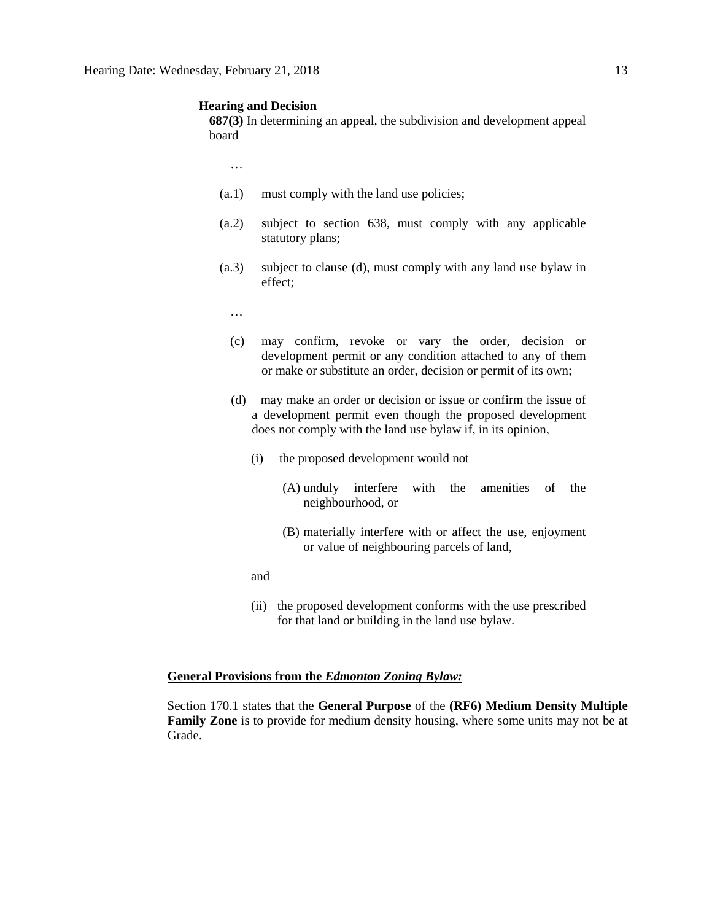**Hearing and Decision**

**687(3)** In determining an appeal, the subdivision and development appeal board

…

(a.1) must comply with the land use policies;

(a.2) subject to section 638, must comply with any applicable statutory plans;

(a.3) subject to clause (d), must comply with any land use bylaw in effect;

…

(c) may confirm, revoke or vary the order, decision or development permit or any condition attached to any of them or make or substitute an order, decision or permit of its own;

(d) may make an order or decision or issue or confirm the issue of a development permit even though the proposed development does not comply with the land use bylaw if, in its opinion,

(i) the proposed development would not

(A) unduly interfere with the amenities of the neighbourhood, or

(B) materially interfere with or affect the use, enjoyment or value of neighbouring parcels of land,

and

(ii) the proposed development conforms with the use prescribed for that land or building in the land use bylaw.

**General Provisions from the *Edmonton Zoning Bylaw:***

Section 170.1 states that the **General Purpose** of the **(RF6) Medium Density Multiple Family Zone** is to provide for medium density housing, where some units may not be at Grade.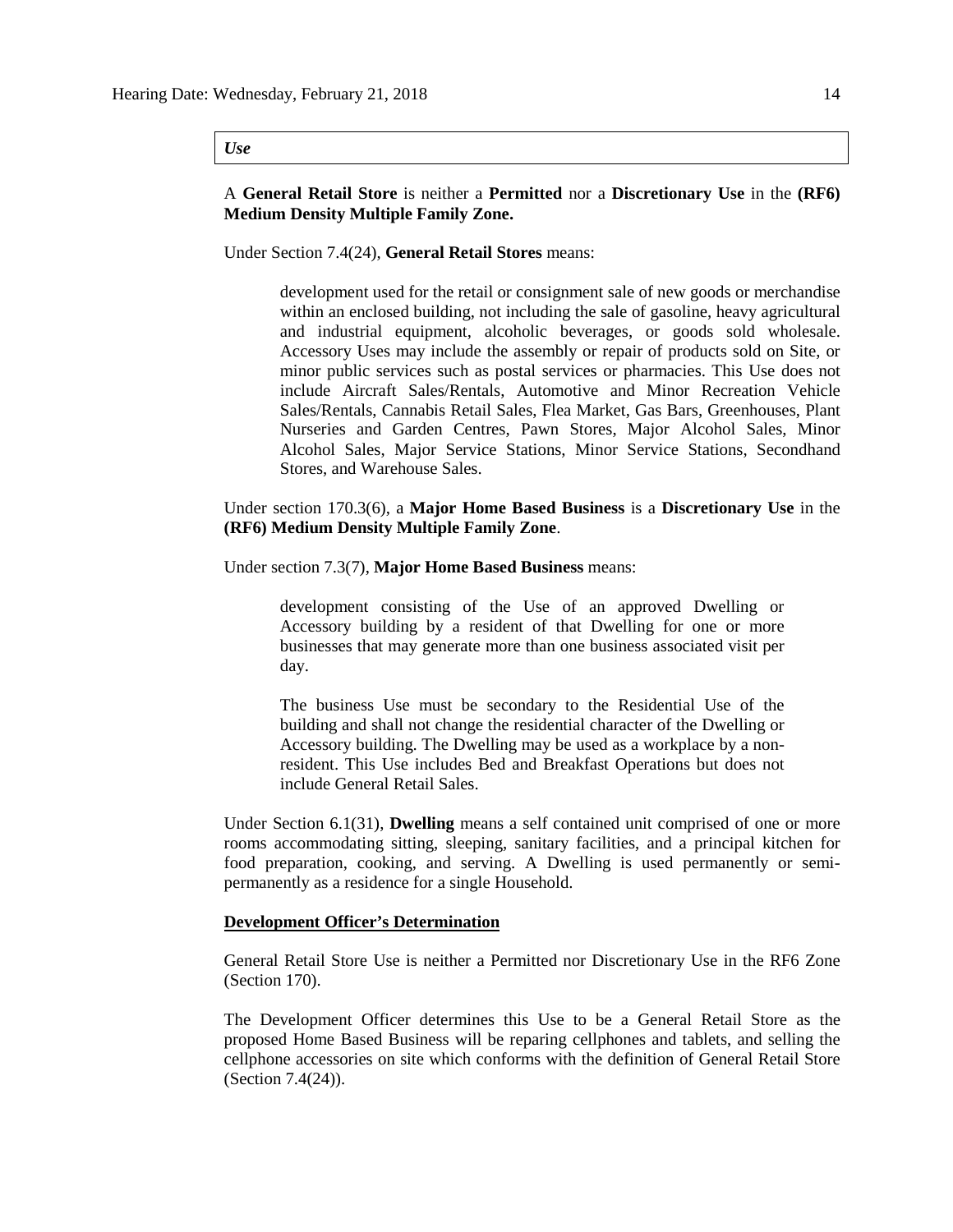*Use*

A **General Retail Store** is neither a **Permitted** nor a **Discretionary Use** in the **(RF6) Medium Density Multiple Family Zone.**

Under Section 7.4(24), **General Retail Stores** means:

> development used for the retail or consignment sale of new goods or merchandise within an enclosed building, not including the sale of gasoline, heavy agricultural and industrial equipment, alcoholic beverages, or goods sold wholesale. Accessory Uses may include the assembly or repair of products sold on Site, or minor public services such as postal services or pharmacies. This Use does not include Aircraft Sales/Rentals, Automotive and Minor Recreation Vehicle Sales/Rentals, Cannabis Retail Sales, Flea Market, Gas Bars, Greenhouses, Plant Nurseries and Garden Centres, Pawn Stores, Major Alcohol Sales, Minor Alcohol Sales, Major Service Stations, Minor Service Stations, Secondhand Stores, and Warehouse Sales.

Under section 170.3(6), a **Major Home Based Business** is a **Discretionary Use** in the **(RF6) Medium Density Multiple Family Zone**.

Under section 7.3(7), **Major Home Based Business** means:

> development consisting of the Use of an approved Dwelling or Accessory building by a resident of that Dwelling for one or more businesses that may generate more than one business associated visit per day.
>
> The business Use must be secondary to the Residential Use of the building and shall not change the residential character of the Dwelling or Accessory building. The Dwelling may be used as a workplace by a non-resident. This Use includes Bed and Breakfast Operations but does not include General Retail Sales.

Under Section 6.1(31), **Dwelling** means a self contained unit comprised of one or more rooms accommodating sitting, sleeping, sanitary facilities, and a principal kitchen for food preparation, cooking, and serving. A Dwelling is used permanently or semi-permanently as a residence for a single Household.

**Development Officer's Determination**

General Retail Store Use is neither a Permitted nor Discretionary Use in the RF6 Zone (Section 170).

The Development Officer determines this Use to be a General Retail Store as the proposed Home Based Business will be reparing cellphones and tablets, and selling the cellphone accessories on site which conforms with the definition of General Retail Store (Section 7.4(24)).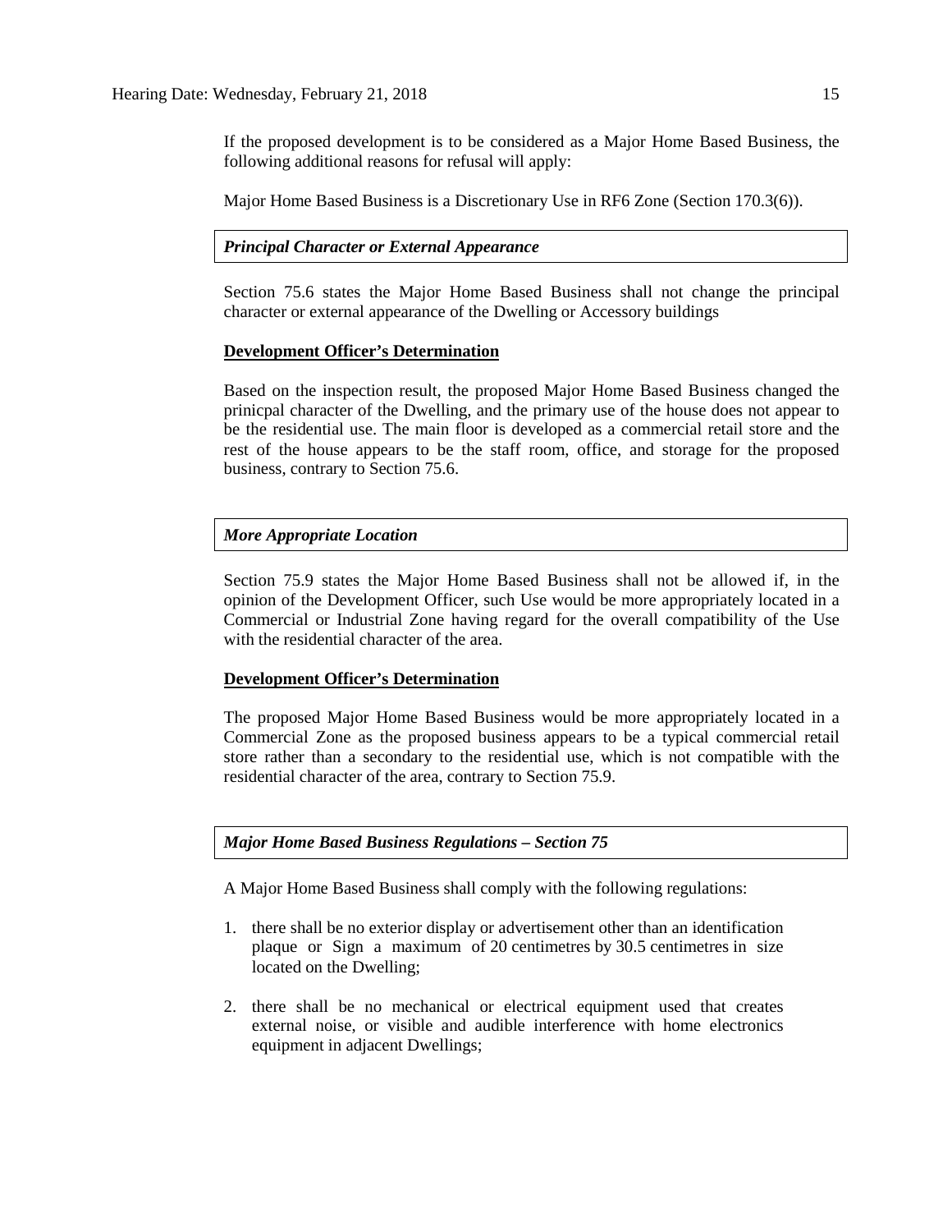If the proposed development is to be considered as a Major Home Based Business, the following additional reasons for refusal will apply:

Major Home Based Business is a Discretionary Use in RF6 Zone (Section 170.3(6)).

***Principal Character or External Appearance***

Section 75.6 states the Major Home Based Business shall not change the principal character or external appearance of the Dwelling or Accessory buildings

**Development Officer's Determination**

Based on the inspection result, the proposed Major Home Based Business changed the prinicpal character of the Dwelling, and the primary use of the house does not appear to be the residential use. The main floor is developed as a commercial retail store and the rest of the house appears to be the staff room, office, and storage for the proposed business, contrary to Section 75.6.

***More Appropriate Location***

Section 75.9 states the Major Home Based Business shall not be allowed if, in the opinion of the Development Officer, such Use would be more appropriately located in a Commercial or Industrial Zone having regard for the overall compatibility of the Use with the residential character of the area.

**Development Officer's Determination**

The proposed Major Home Based Business would be more appropriately located in a Commercial Zone as the proposed business appears to be a typical commercial retail store rather than a secondary to the residential use, which is not compatible with the residential character of the area, contrary to Section 75.9.

***Major Home Based Business Regulations – Section 75***

A Major Home Based Business shall comply with the following regulations:

1. there shall be no exterior display or advertisement other than an identification plaque or Sign a maximum of 20 centimetres by 30.5 centimetres in size located on the Dwelling;
2. there shall be no mechanical or electrical equipment used that creates external noise, or visible and audible interference with home electronics equipment in adjacent Dwellings;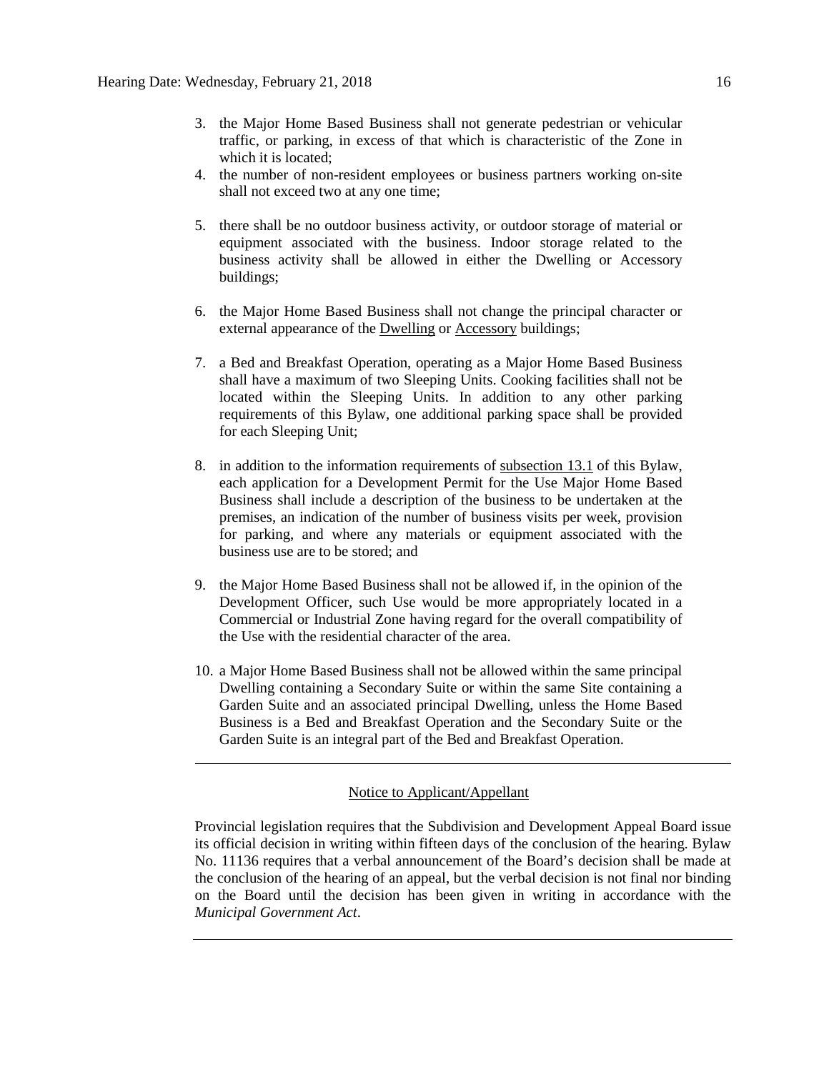3. the Major Home Based Business shall not generate pedestrian or vehicular traffic, or parking, in excess of that which is characteristic of the Zone in which it is located;
4. the number of non-resident employees or business partners working on-site shall not exceed two at any one time;
5. there shall be no outdoor business activity, or outdoor storage of material or equipment associated with the business. Indoor storage related to the business activity shall be allowed in either the Dwelling or Accessory buildings;
6. the Major Home Based Business shall not change the principal character or external appearance of the Dwelling or Accessory buildings;
7. a Bed and Breakfast Operation, operating as a Major Home Based Business shall have a maximum of two Sleeping Units. Cooking facilities shall not be located within the Sleeping Units. In addition to any other parking requirements of this Bylaw, one additional parking space shall be provided for each Sleeping Unit;
8. in addition to the information requirements of subsection 13.1 of this Bylaw, each application for a Development Permit for the Use Major Home Based Business shall include a description of the business to be undertaken at the premises, an indication of the number of business visits per week, provision for parking, and where any materials or equipment associated with the business use are to be stored; and
9. the Major Home Based Business shall not be allowed if, in the opinion of the Development Officer, such Use would be more appropriately located in a Commercial or Industrial Zone having regard for the overall compatibility of the Use with the residential character of the area.
10. a Major Home Based Business shall not be allowed within the same principal Dwelling containing a Secondary Suite or within the same Site containing a Garden Suite and an associated principal Dwelling, unless the Home Based Business is a Bed and Breakfast Operation and the Secondary Suite or the Garden Suite is an integral part of the Bed and Breakfast Operation.

---

Notice to Applicant/Appellant

Provincial legislation requires that the Subdivision and Development Appeal Board issue its official decision in writing within fifteen days of the conclusion of the hearing. Bylaw No. 11136 requires that a verbal announcement of the Board's decision shall be made at the conclusion of the hearing of an appeal, but the verbal decision is not final nor binding on the Board until the decision has been given in writing in accordance with the *Municipal Government Act*.

---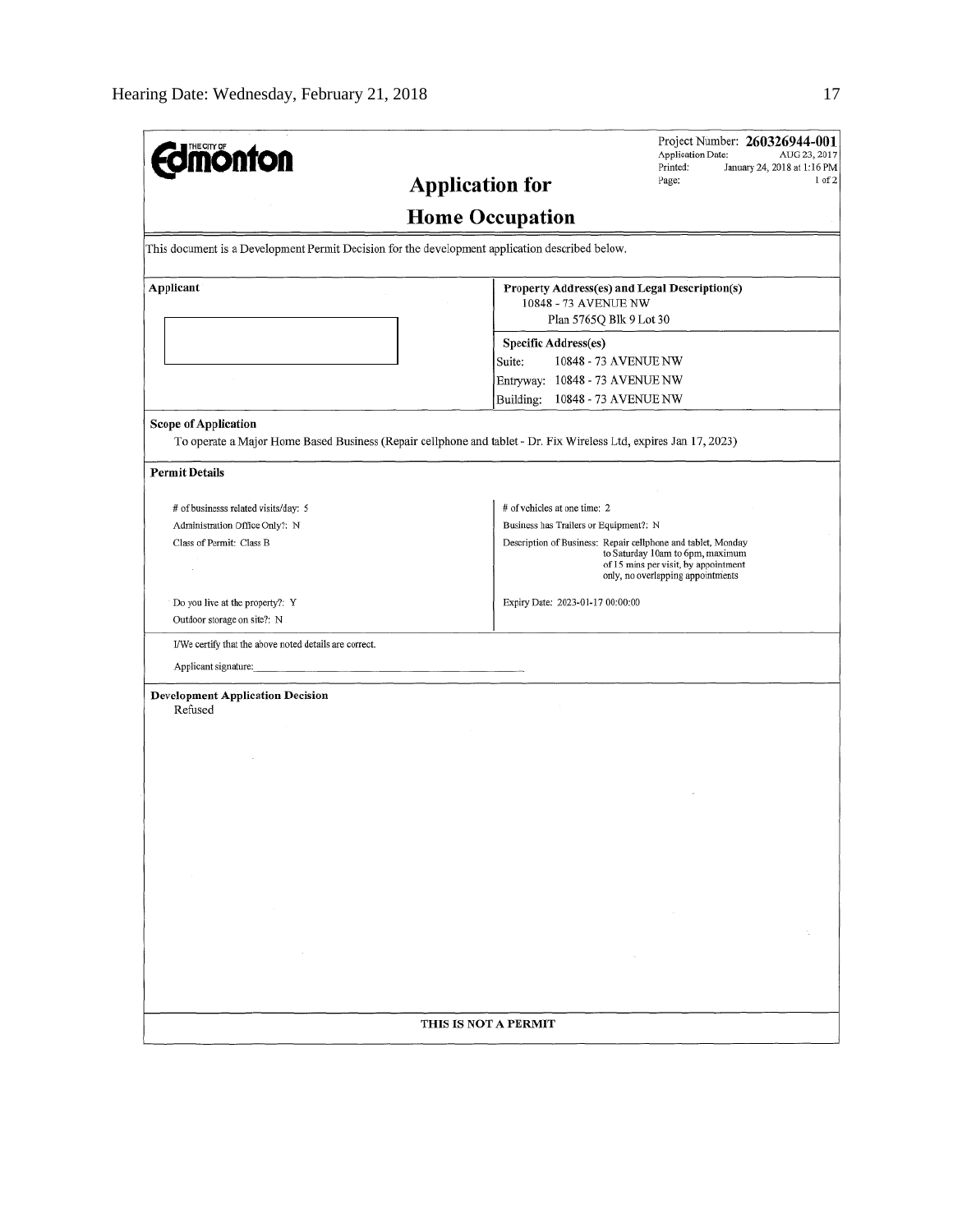**THE CITY OF Edmonton**

Project Number: **260326944-001**
Application Date: AUG 23, 2017
Printed: January 24, 2018 at 1:16 PM
Page: 1 of 2

# Application for Home Occupation

This document is a Development Permit Decision for the development application described below.

**Applicant**

**Property Address(es) and Legal Description(s)**
10848 - 73 AVENUE NW
Plan 5765Q Blk 9 Lot 30

**Specific Address(es)**
Suite: 10848 - 73 AVENUE NW
Entryway: 10848 - 73 AVENUE NW
Building: 10848 - 73 AVENUE NW

**Scope of Application**

To operate a Major Home Based Business (Repair cellphone and tablet - Dr. Fix Wireless Ltd, expires Jan 17, 2023)

**Permit Details**

| | |
|---|---|
| # of businesss related visits/day: 5 | # of vehicles at one time: 2 |
| Administration Office Only?: N | Business has Trailers or Equipment?: N |
| Class of Permit: Class B | Description of Business: Repair cellphone and tablet, Monday to Saturday 10am to 6pm, maximum of 15 mins per visit, by appointment only, no overlapping appointments |
| Do you live at the property?: Y | Expiry Date: 2023-01-17 00:00:00 |
| Outdoor storage on site?: N | |

I/We certify that the above noted details are correct.

Applicant signature:

**Development Application Decision**

Refused

THIS IS NOT A PERMIT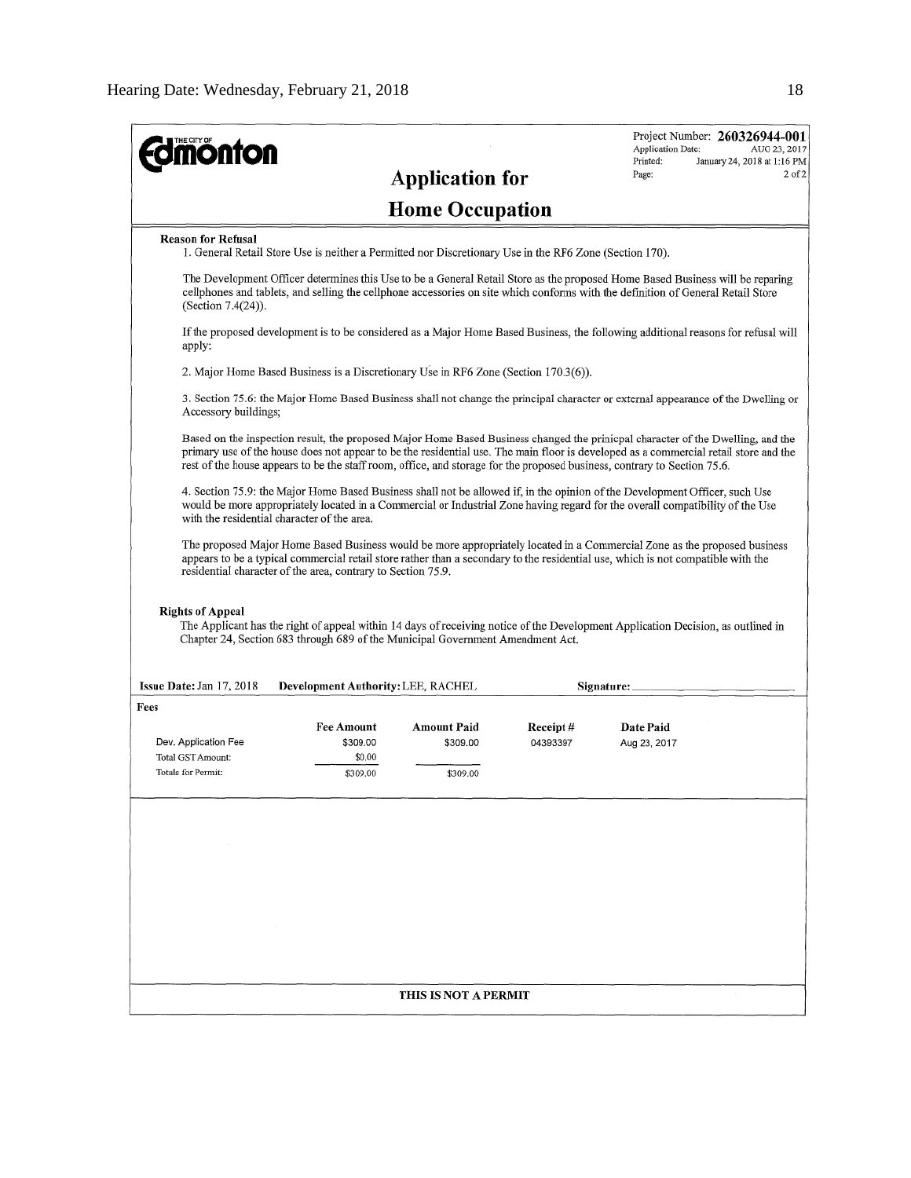**THE CITY OF Edmonton**

Project Number: **260326944-001**
Application Date: AUG 23, 2017
Printed: January 24, 2018 at 1:16 PM
Page: 2 of 2

# Application for
# Home Occupation

**Reason for Refusal**

1. General Retail Store Use is neither a Permitted nor Discretionary Use in the RF6 Zone (Section 170).

The Development Officer determines this Use to be a General Retail Store as the proposed Home Based Business will be reparing cellphones and tablets, and selling the cellphone accessories on site which conforms with the definition of General Retail Store (Section 7.4(24)).

If the proposed development is to be considered as a Major Home Based Business, the following additional reasons for refusal will apply:

2. Major Home Based Business is a Discretionary Use in RF6 Zone (Section 170.3(6)).

3. Section 75.6: the Major Home Based Business shall not change the principal character or external appearance of the Dwelling or Accessory buildings;

Based on the inspection result, the proposed Major Home Based Business changed the prinicpal character of the Dwelling, and the primary use of the house does not appear to be the residential use. The main floor is developed as a commercial retail store and the rest of the house appears to be the staff room, office, and storage for the proposed business, contrary to Section 75.6.

4. Section 75.9: the Major Home Based Business shall not be allowed if, in the opinion of the Development Officer, such Use would be more appropriately located in a Commercial or Industrial Zone having regard for the overall compatibility of the Use with the residential character of the area.

The proposed Major Home Based Business would be more appropriately located in a Commercial Zone as the proposed business appears to be a typical commercial retail store rather than a secondary to the residential use, which is not compatible with the residential character of the area, contrary to Section 75.9.

**Rights of Appeal**

The Applicant has the right of appeal within 14 days of receiving notice of the Development Application Decision, as outlined in Chapter 24, Section 683 through 689 of the Municipal Government Amendment Act.

**Issue Date:** Jan 17, 2018 **Development Authority:** LEE, RACHEL **Signature:** ______________

**Fees**

| | Fee Amount | Amount Paid | Receipt # | Date Paid |
|---|---|---|---|---|
| Dev. Application Fee | $309.00 | $309.00 | 04393397 | Aug 23, 2017 |
| Total GST Amount: | $0.00 | | | |
| Totals for Permit: | $309.00 | $309.00 | | |

**THIS IS NOT A PERMIT**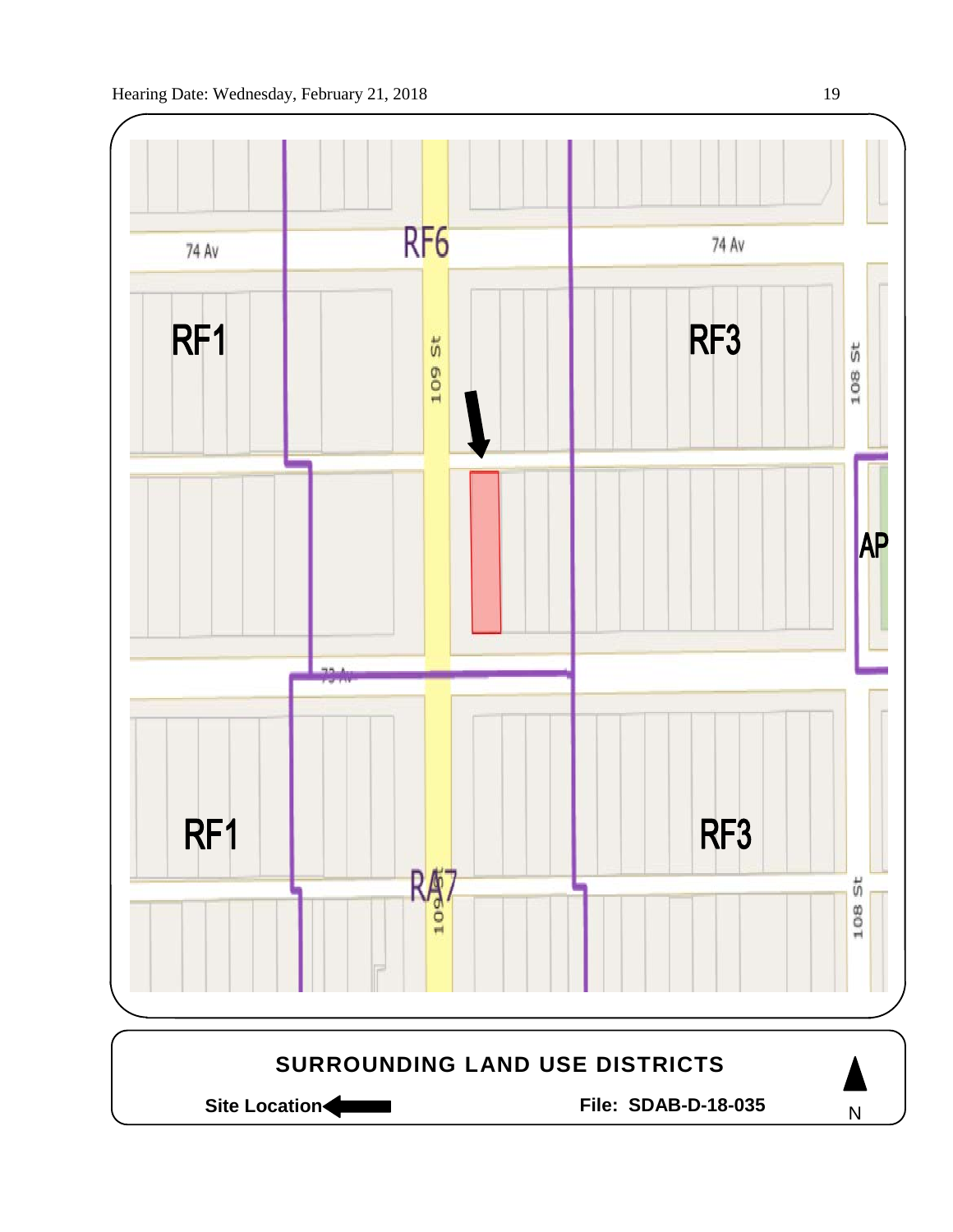74 Av

RF6

74 Av

RF1

109 St

RF3

108 St

AP

73 Av

RF1

RA7

109 St

RF3

108 St

**SURROUNDING LAND USE DISTRICTS**

**Site Location**

**File: SDAB-D-18-035**

N